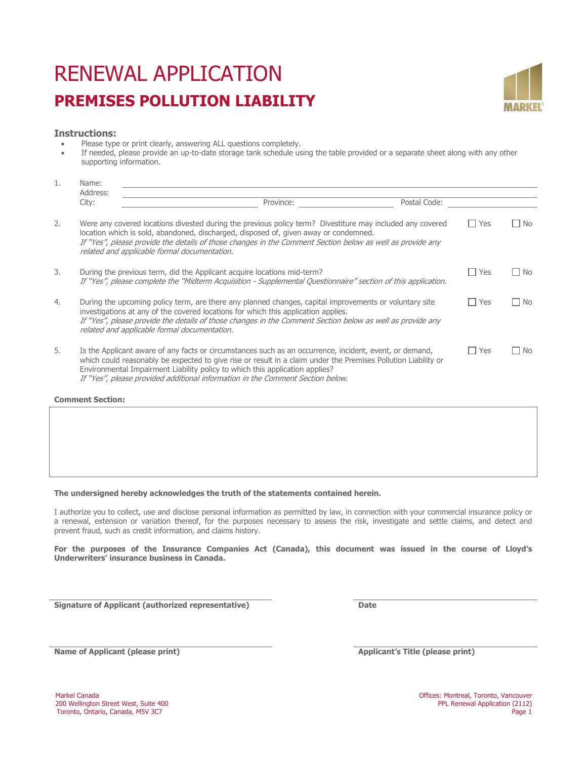# RENEWAL APPLICATION

## PREMISES POLLUTION LIABILITY

### Instructions:

- Please type or print clearly, answering ALL questions completely.
- If needed, please provide an up-to-date storage tank schedule using the table provided or a separate sheet along with any other supporting information.

1. Name: ______________________________
   Address: ______________________________
   City: ______________ Province: ______________ Postal Code: ______________

2. Were any covered locations divested during the previous policy term? Divestiture may included any covered location which is sold, abandoned, discharged, disposed of, given away or condemned.
   *If "Yes", please provide the details of those changes in the Comment Section below as well as provide any related and applicable formal documentation.*
   ☐ Yes ☐ No

3. During the previous term, did the Applicant acquire locations mid-term?
   *If "Yes", please complete the "Midterm Acquisition - Supplemental Questionnaire" section of this application.*
   ☐ Yes ☐ No

4. During the upcoming policy term, are there any planned changes, capital improvements or voluntary site investigations at any of the covered locations for which this application applies.
   *If "Yes", please provide the details of those changes in the Comment Section below as well as provide any related and applicable formal documentation.*
   ☐ Yes ☐ No

5. Is the Applicant aware of any facts or circumstances such as an occurrence, incident, event, or demand, which could reasonably be expected to give rise or result in a claim under the Premises Pollution Liability or Environmental Impairment Liability policy to which this application applies?
   *If "Yes", please provided additional information in the Comment Section below.*
   ☐ Yes ☐ No

**Comment Section:**

**The undersigned hereby acknowledges the truth of the statements contained herein.**

I authorize you to collect, use and disclose personal information as permitted by law, in connection with your commercial insurance policy or a renewal, extension or variation thereof, for the purposes necessary to assess the risk, investigate and settle claims, and detect and prevent fraud, such as credit information, and claims history.

**For the purposes of the Insurance Companies Act (Canada), this document was issued in the course of Lloyd's Underwriters' insurance business in Canada.**

______________________________ ______________________________
**Signature of Applicant (authorized representative)** **Date**

______________________________ ______________________________
**Name of Applicant (please print)** **Applicant's Title (please print)**

Markel Canada
200 Wellington Street West, Suite 400
Toronto, Ontario, Canada, M5V 3C7

Offices: Montreal, Toronto, Vancouver
PPL Renewal Application (2112)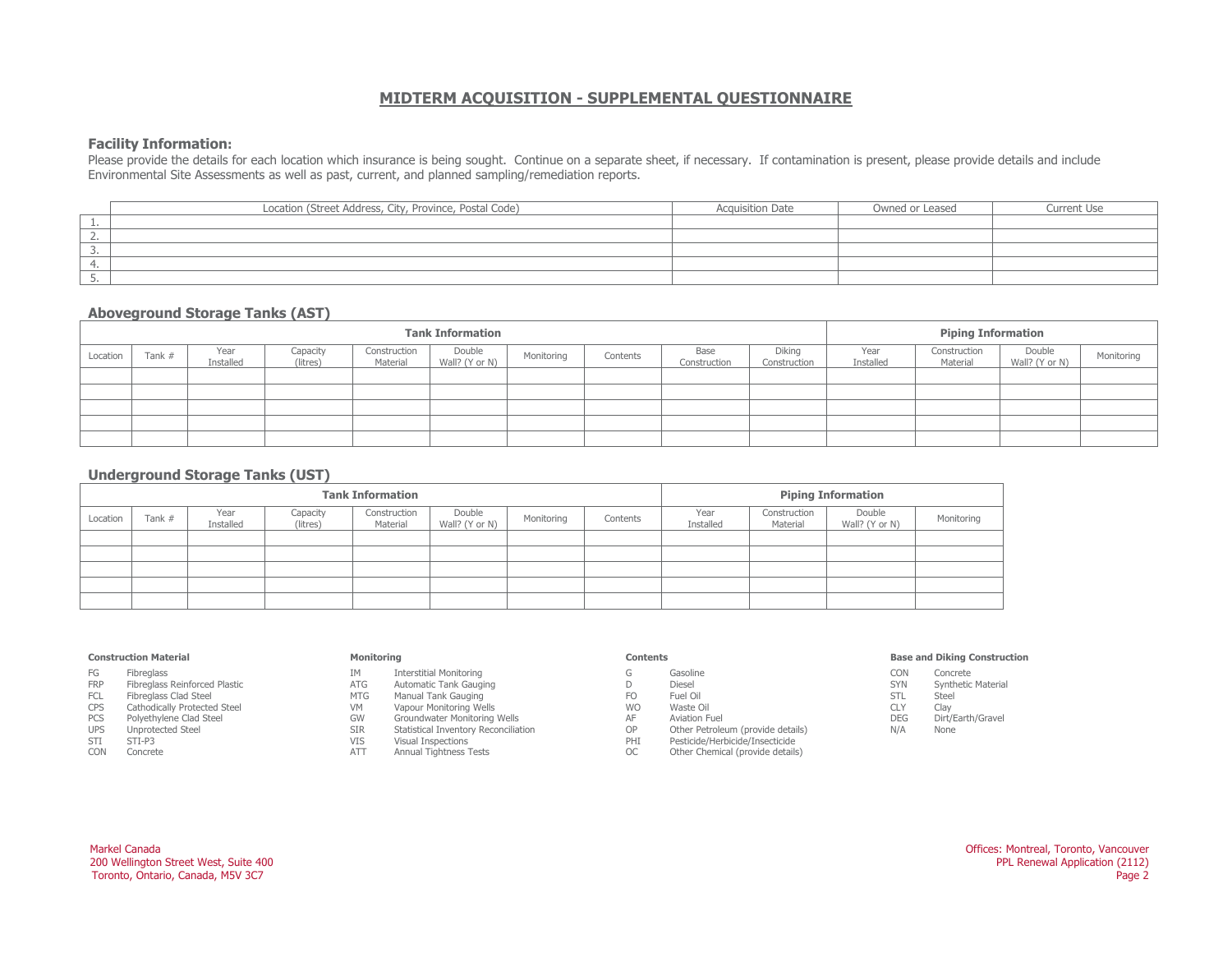# MIDTERM ACQUISITION - SUPPLEMENTAL QUESTIONNAIRE

### Facility Information:

Please provide the details for each location which insurance is being sought. Continue on a separate sheet, if necessary. If contamination is present, please provide details and include Environmental Site Assessments as well as past, current, and planned sampling/remediation reports.

| | Location (Street Address, City, Province, Postal Code) | Acquisition Date | Owned or Leased | Current Use |
|---|---|---|---|---|
| 1. | | | | |
| 2. | | | | |
| 3. | | | | |
| 4. | | | | |
| 5. | | | | |

### Aboveground Storage Tanks (AST)

| Tank Information | | | | | | | | | | Piping Information | | | |
|---|---|---|---|---|---|---|---|---|---|---|---|---|---|
| Location | Tank # | Year Installed | Capacity (litres) | Construction Material | Double Wall? (Y or N) | Monitoring | Contents | Base Construction | Diking Construction | Year Installed | Construction Material | Double Wall? (Y or N) | Monitoring |
| | | | | | | | | | | | | | |
| | | | | | | | | | | | | | |
| | | | | | | | | | | | | | |
| | | | | | | | | | | | | | |
| | | | | | | | | | | | | | |

### Underground Storage Tanks (UST)

| Tank Information | | | | | | | | Piping Information | | | |
|---|---|---|---|---|---|---|---|---|---|---|---|
| Location | Tank # | Year Installed | Capacity (litres) | Construction Material | Double Wall? (Y or N) | Monitoring | Contents | Year Installed | Construction Material | Double Wall? (Y or N) | Monitoring |
| | | | | | | | | | | | |
| | | | | | | | | | | | |
| | | | | | | | | | | | |
| | | | | | | | | | | | |
| | | | | | | | | | | | |

**Construction Material**

- FG Fibreglass
- FRP Fibreglass Reinforced Plastic
- FCL Fibreglass Clad Steel
- CPS Cathodically Protected Steel
- PCS Polyethylene Clad Steel
- UPS Unprotected Steel
- STI STI-P3
- CON Concrete

**Monitoring**

- IM Interstitial Monitoring
- ATG Automatic Tank Gauging
- MTG Manual Tank Gauging
- VM Vapour Monitoring Wells
- GW Groundwater Monitoring Wells
- SIR Statistical Inventory Reconciliation
- VIS Visual Inspections
- ATT Annual Tightness Tests

**Contents**

- G Gasoline
- D Diesel
- FO Fuel Oil
- WO Waste Oil
- AF Aviation Fuel
- OP Other Petroleum (provide details)
- PHI Pesticide/Herbicide/Insecticide
- OC Other Chemical (provide details)

**Base and Diking Construction**

- CON Concrete
- SYN Synthetic Material
- STL Steel
- CLY Clay
- DEG Dirt/Earth/Gravel
- N/A None

Markel Canada
200 Wellington Street West, Suite 400
Toronto, Ontario, Canada, M5V 3C7

Offices: Montreal, Toronto, Vancouver
PPL Renewal Application (2112)